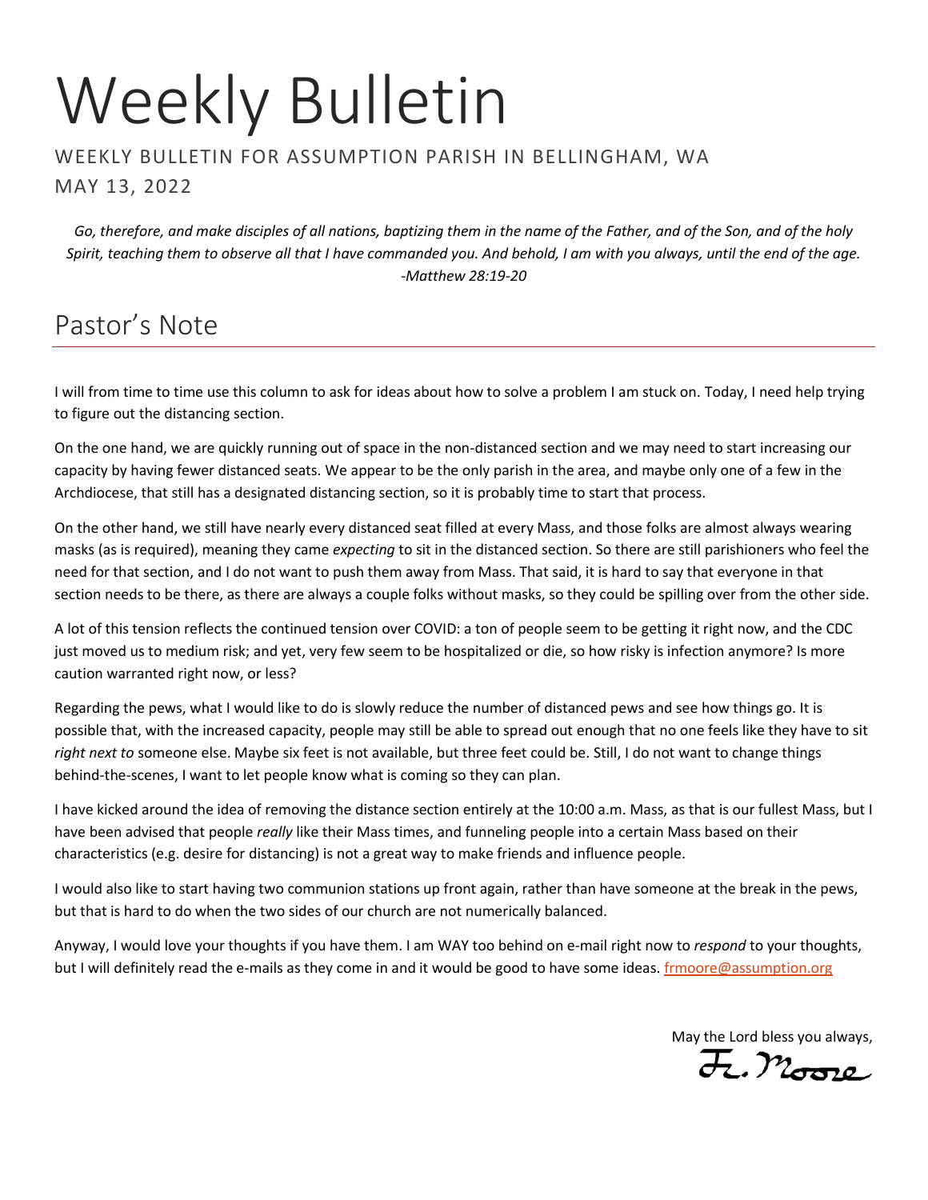# Weekly Bulletin

WEEKLY BULLETIN FOR ASSUMPTION PARISH IN BELLINGHAM, WA

MAY 13, 2022

*Go, therefore, and make disciples of all nations, baptizing them in the name of the Father, and of the Son, and of the holy Spirit, teaching them to observe all that I have commanded you. And behold, I am with you always, until the end of the age. -Matthew 28:19-20*

## Pastor's Note

I will from time to time use this column to ask for ideas about how to solve a problem I am stuck on. Today, I need help trying to figure out the distancing section.

On the one hand, we are quickly running out of space in the non-distanced section and we may need to start increasing our capacity by having fewer distanced seats. We appear to be the only parish in the area, and maybe only one of a few in the Archdiocese, that still has a designated distancing section, so it is probably time to start that process.

On the other hand, we still have nearly every distanced seat filled at every Mass, and those folks are almost always wearing masks (as is required), meaning they came *expecting* to sit in the distanced section. So there are still parishioners who feel the need for that section, and I do not want to push them away from Mass. That said, it is hard to say that everyone in that section needs to be there, as there are always a couple folks without masks, so they could be spilling over from the other side.

A lot of this tension reflects the continued tension over COVID: a ton of people seem to be getting it right now, and the CDC just moved us to medium risk; and yet, very few seem to be hospitalized or die, so how risky is infection anymore? Is more caution warranted right now, or less?

Regarding the pews, what I would like to do is slowly reduce the number of distanced pews and see how things go. It is possible that, with the increased capacity, people may still be able to spread out enough that no one feels like they have to sit *right next to* someone else. Maybe six feet is not available, but three feet could be. Still, I do not want to change things behind-the-scenes, I want to let people know what is coming so they can plan.

I have kicked around the idea of removing the distance section entirely at the 10:00 a.m. Mass, as that is our fullest Mass, but I have been advised that people *really* like their Mass times, and funneling people into a certain Mass based on their characteristics (e.g. desire for distancing) is not a great way to make friends and influence people.

I would also like to start having two communion stations up front again, rather than have someone at the break in the pews, but that is hard to do when the two sides of our church are not numerically balanced.

Anyway, I would love your thoughts if you have them. I am WAY too behind on e-mail right now to *respond* to your thoughts, but I will definitely read the e-mails as they come in and it would be good to have some ideas. [frmoore@assumption.org](mailto:frmoore@assumption.org)

May the Lord bless you always,

Fr. Moore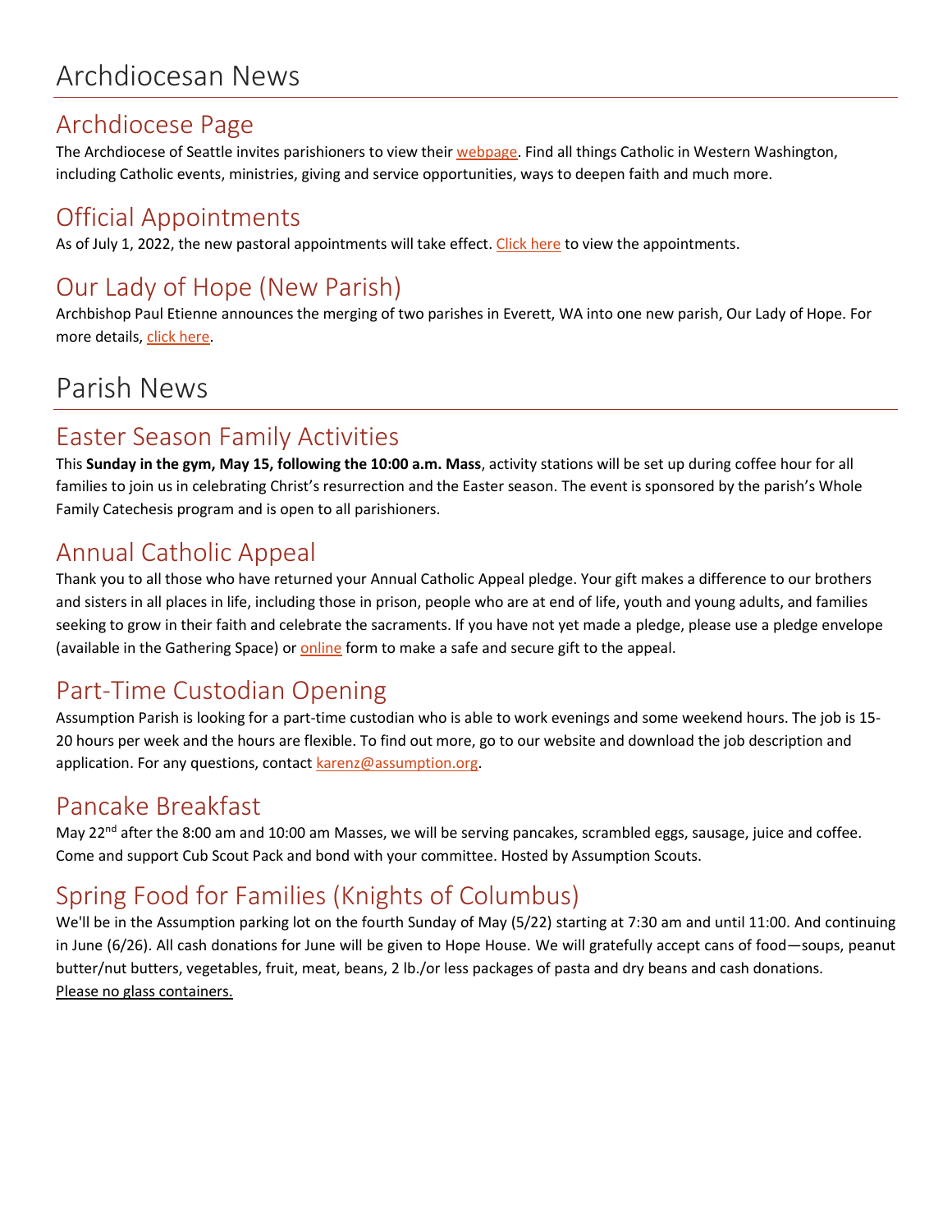# Archdiocesan News

## Archdiocese Page

The Archdiocese of Seattle invites parishioners to view their webpage. Find all things Catholic in Western Washington, including Catholic events, ministries, giving and service opportunities, ways to deepen faith and much more.

## Official Appointments

As of July 1, 2022, the new pastoral appointments will take effect. Click here to view the appointments.

## Our Lady of Hope (New Parish)

Archbishop Paul Etienne announces the merging of two parishes in Everett, WA into one new parish, Our Lady of Hope. For more details, click here.

# Parish News

## Easter Season Family Activities

This **Sunday in the gym, May 15, following the 10:00 a.m. Mass**, activity stations will be set up during coffee hour for all families to join us in celebrating Christ's resurrection and the Easter season. The event is sponsored by the parish's Whole Family Catechesis program and is open to all parishioners.

## Annual Catholic Appeal

Thank you to all those who have returned your Annual Catholic Appeal pledge. Your gift makes a difference to our brothers and sisters in all places in life, including those in prison, people who are at end of life, youth and young adults, and families seeking to grow in their faith and celebrate the sacraments. If you have not yet made a pledge, please use a pledge envelope (available in the Gathering Space) or online form to make a safe and secure gift to the appeal.

## Part-Time Custodian Opening

Assumption Parish is looking for a part-time custodian who is able to work evenings and some weekend hours. The job is 15-20 hours per week and the hours are flexible. To find out more, go to our website and download the job description and application. For any questions, contact karenz@assumption.org.

## Pancake Breakfast

May 22nd after the 8:00 am and 10:00 am Masses, we will be serving pancakes, scrambled eggs, sausage, juice and coffee. Come and support Cub Scout Pack and bond with your committee. Hosted by Assumption Scouts.

## Spring Food for Families (Knights of Columbus)

We'll be in the Assumption parking lot on the fourth Sunday of May (5/22) starting at 7:30 am and until 11:00. And continuing in June (6/26). All cash donations for June will be given to Hope House. We will gratefully accept cans of food—soups, peanut butter/nut butters, vegetables, fruit, meat, beans, 2 lb./or less packages of pasta and dry beans and cash donations.
Please no glass containers.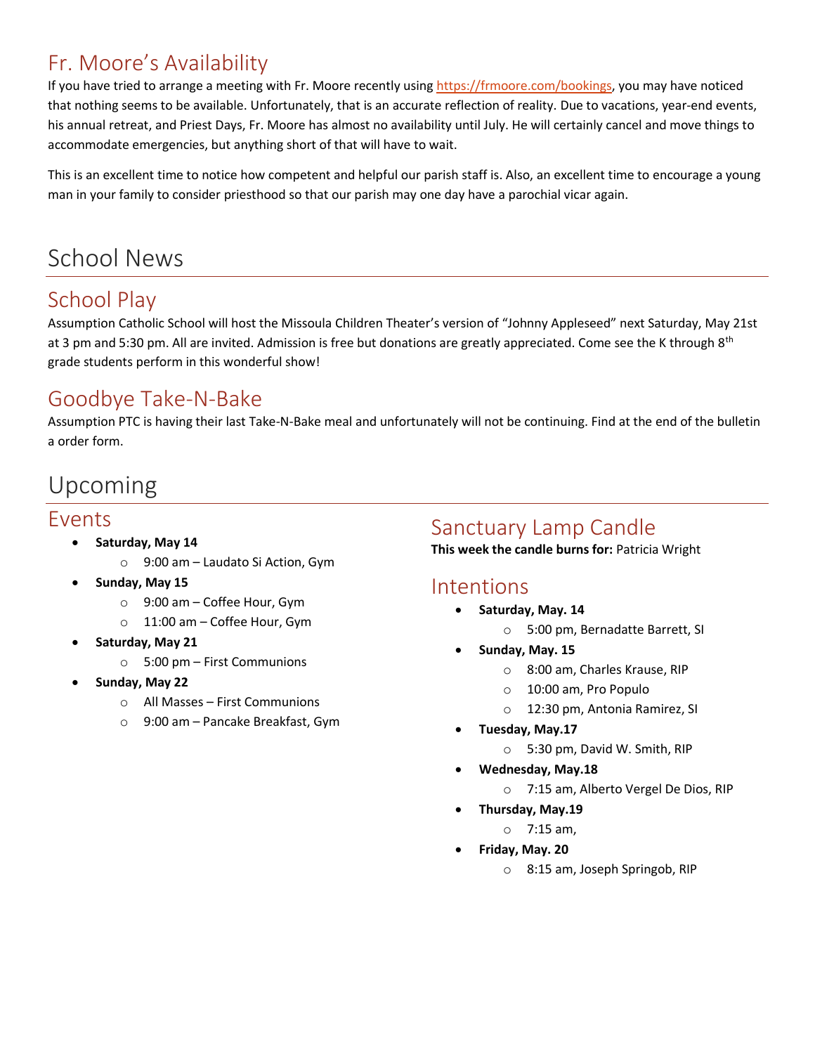## Fr. Moore's Availability

If you have tried to arrange a meeting with Fr. Moore recently using https://frmoore.com/bookings, you may have noticed that nothing seems to be available. Unfortunately, that is an accurate reflection of reality. Due to vacations, year-end events, his annual retreat, and Priest Days, Fr. Moore has almost no availability until July. He will certainly cancel and move things to accommodate emergencies, but anything short of that will have to wait.

This is an excellent time to notice how competent and helpful our parish staff is. Also, an excellent time to encourage a young man in your family to consider priesthood so that our parish may one day have a parochial vicar again.

# School News

## School Play

Assumption Catholic School will host the Missoula Children Theater's version of "Johnny Appleseed" next Saturday, May 21st at 3 pm and 5:30 pm. All are invited. Admission is free but donations are greatly appreciated. Come see the K through 8th grade students perform in this wonderful show!

## Goodbye Take-N-Bake

Assumption PTC is having their last Take-N-Bake meal and unfortunately will not be continuing. Find at the end of the bulletin a order form.

# Upcoming

## Events

- **Saturday, May 14**
  - 9:00 am – Laudato Si Action, Gym
- **Sunday, May 15**
  - 9:00 am – Coffee Hour, Gym
  - 11:00 am – Coffee Hour, Gym
- **Saturday, May 21**
  - 5:00 pm – First Communions
- **Sunday, May 22**
  - All Masses – First Communions
  - 9:00 am – Pancake Breakfast, Gym

## Sanctuary Lamp Candle

**This week the candle burns for:** Patricia Wright

## Intentions

- **Saturday, May. 14**
  - 5:00 pm, Bernadatte Barrett, SI
- **Sunday, May. 15**
  - 8:00 am, Charles Krause, RIP
  - 10:00 am, Pro Populo
  - 12:30 pm, Antonia Ramirez, SI
- **Tuesday, May.17**
  - 5:30 pm, David W. Smith, RIP
- **Wednesday, May.18**
  - 7:15 am, Alberto Vergel De Dios, RIP
- **Thursday, May.19**
  - 7:15 am,
- **Friday, May. 20**
  - 8:15 am, Joseph Springob, RIP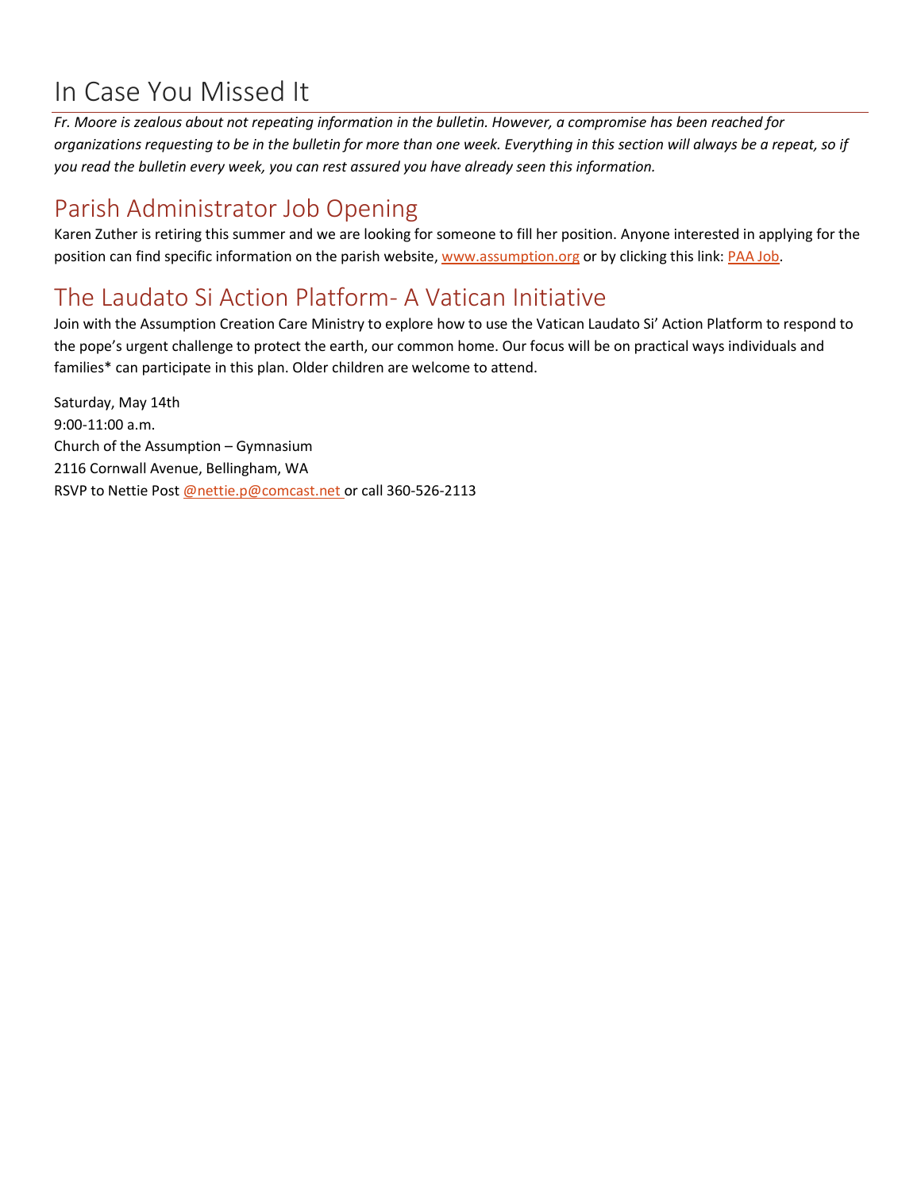# In Case You Missed It

*Fr. Moore is zealous about not repeating information in the bulletin. However, a compromise has been reached for organizations requesting to be in the bulletin for more than one week. Everything in this section will always be a repeat, so if you read the bulletin every week, you can rest assured you have already seen this information.*

## Parish Administrator Job Opening

Karen Zuther is retiring this summer and we are looking for someone to fill her position. Anyone interested in applying for the position can find specific information on the parish website, www.assumption.org or by clicking this link: PAA Job.

## The Laudato Si Action Platform- A Vatican Initiative

Join with the Assumption Creation Care Ministry to explore how to use the Vatican Laudato Si' Action Platform to respond to the pope's urgent challenge to protect the earth, our common home. Our focus will be on practical ways individuals and families* can participate in this plan. Older children are welcome to attend.

Saturday, May 14th
9:00-11:00 a.m.
Church of the Assumption – Gymnasium
2116 Cornwall Avenue, Bellingham, WA
RSVP to Nettie Post @nettie.p@comcast.net or call 360-526-2113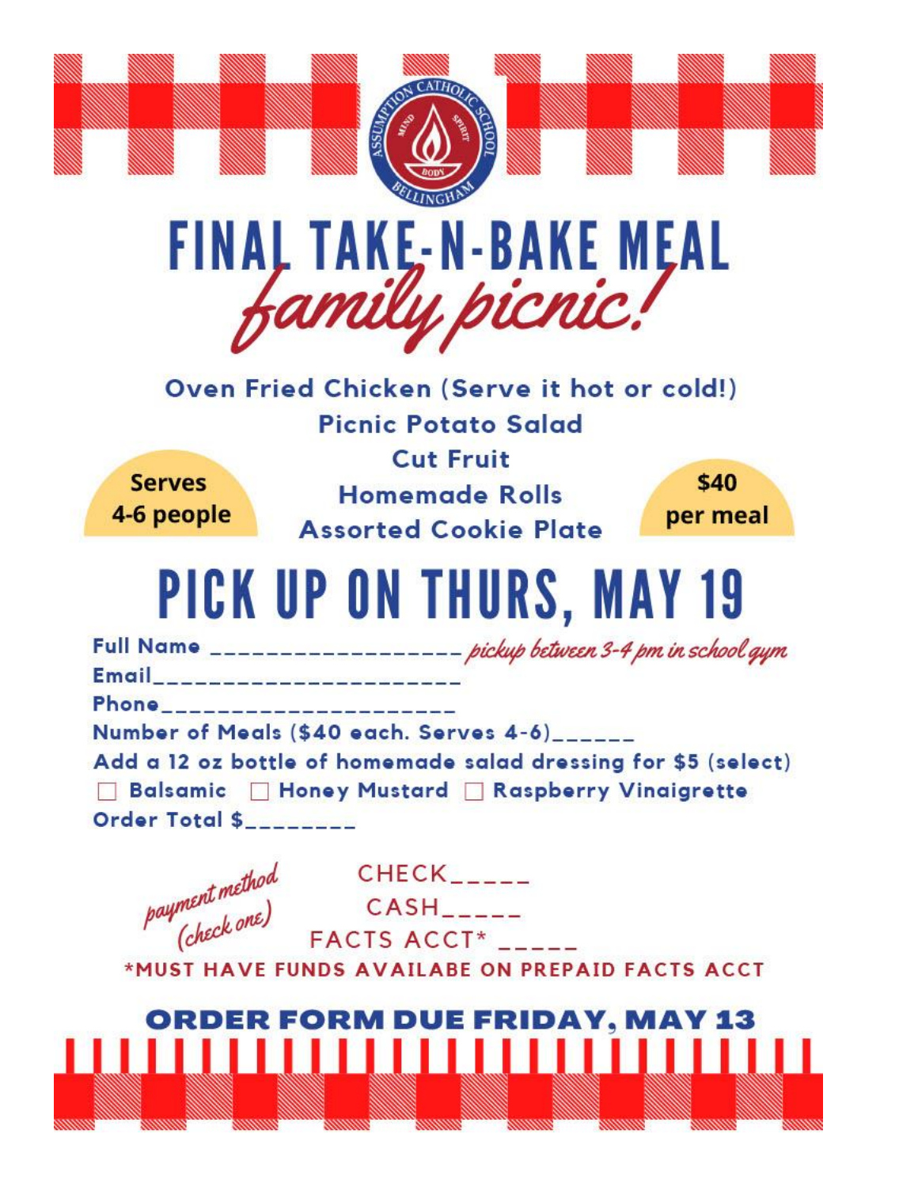# FINAL TAKE-N-BAKE MEAL

## *family picnic!*

**Oven Fried Chicken (Serve it hot or cold!)**
**Picnic Potato Salad**
**Cut Fruit**
**Homemade Rolls**
**Assorted Cookie Plate**

**Serves 4-6 people**

**$40 per meal**

# PICK UP ON THURS, MAY 19

*pickup between 3-4 pm in school gym*

**Full Name** ____________________

**Email**______________________

**Phone**_____________________

**Number of Meals ($40 each. Serves 4-6)**______

**Add a 12 oz bottle of homemade salad dressing for $5 (select)**

☐ **Balsamic** ☐ **Honey Mustard** ☐ **Raspberry Vinaigrette**

**Order Total $**________

*payment method (check one)*

CHECK_____

CASH_____

FACTS ACCT* _____

*MUST HAVE FUNDS AVAILABE ON PREPAID FACTS ACCT

## ORDER FORM DUE FRIDAY, MAY 13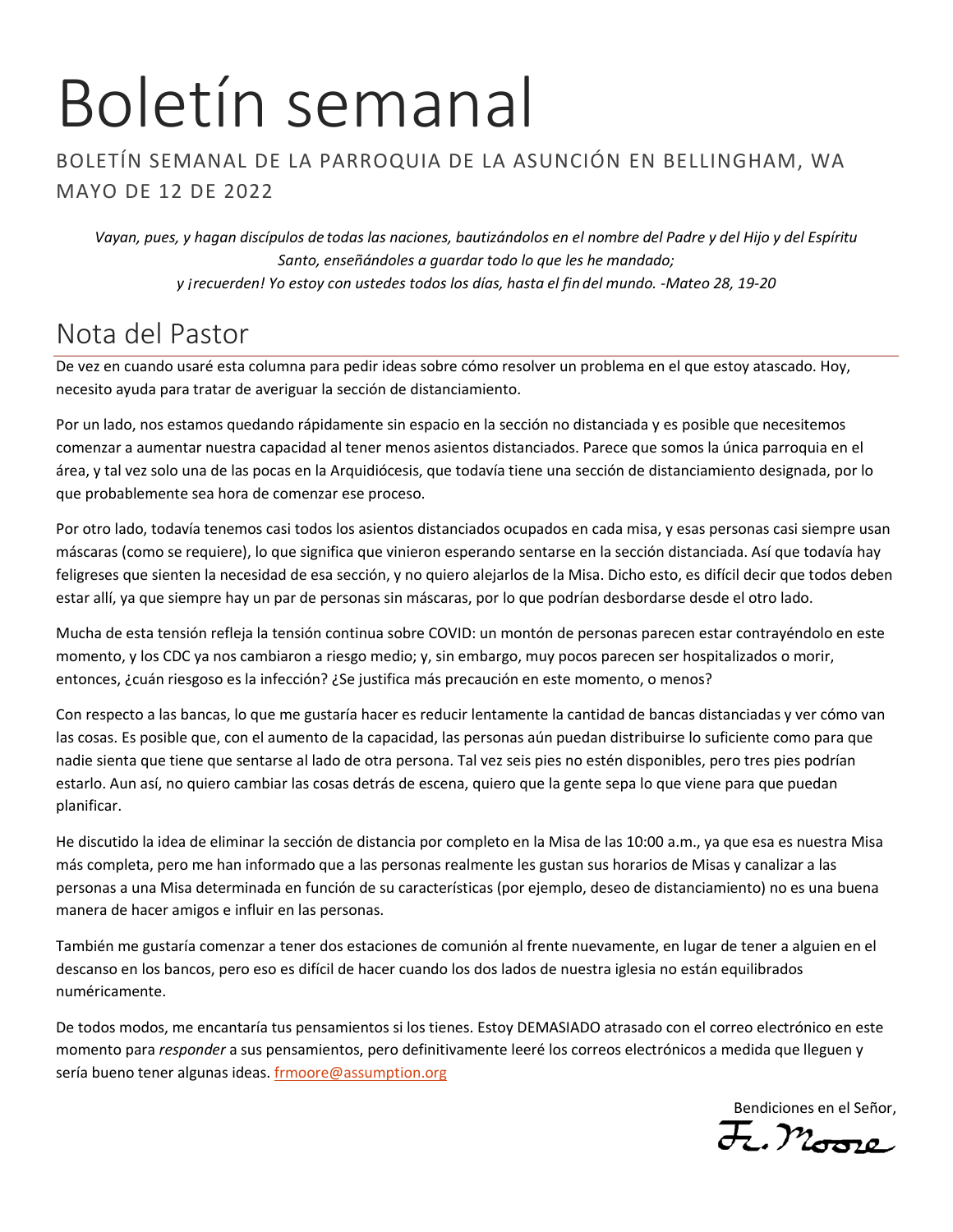# Boletín semanal

BOLETÍN SEMANAL DE LA PARROQUIA DE LA ASUNCIÓN EN BELLINGHAM, WA
MAYO DE 12 DE 2022

*Vayan, pues, y hagan discípulos de todas las naciones, bautizándolos en el nombre del Padre y del Hijo y del Espíritu Santo, enseñándoles a guardar todo lo que les he mandado;*
*y ¡recuerden! Yo estoy con ustedes todos los días, hasta el fin del mundo. -Mateo 28, 19-20*

## Nota del Pastor

De vez en cuando usaré esta columna para pedir ideas sobre cómo resolver un problema en el que estoy atascado. Hoy, necesito ayuda para tratar de averiguar la sección de distanciamiento.

Por un lado, nos estamos quedando rápidamente sin espacio en la sección no distanciada y es posible que necesitemos comenzar a aumentar nuestra capacidad al tener menos asientos distanciados. Parece que somos la única parroquia en el área, y tal vez solo una de las pocas en la Arquidiócesis, que todavía tiene una sección de distanciamiento designada, por lo que probablemente sea hora de comenzar ese proceso.

Por otro lado, todavía tenemos casi todos los asientos distanciados ocupados en cada misa, y esas personas casi siempre usan máscaras (como se requiere), lo que significa que vinieron esperando sentarse en la sección distanciada. Así que todavía hay feligreses que sienten la necesidad de esa sección, y no quiero alejarlos de la Misa. Dicho esto, es difícil decir que todos deben estar allí, ya que siempre hay un par de personas sin máscaras, por lo que podrían desbordarse desde el otro lado.

Mucha de esta tensión refleja la tensión continua sobre COVID: un montón de personas parecen estar contrayéndolo en este momento, y los CDC ya nos cambiaron a riesgo medio; y, sin embargo, muy pocos parecen ser hospitalizados o morir, entonces, ¿cuán riesgoso es la infección? ¿Se justifica más precaución en este momento, o menos?

Con respecto a las bancas, lo que me gustaría hacer es reducir lentamente la cantidad de bancas distanciadas y ver cómo van las cosas. Es posible que, con el aumento de la capacidad, las personas aún puedan distribuirse lo suficiente como para que nadie sienta que tiene que sentarse al lado de otra persona. Tal vez seis pies no estén disponibles, pero tres pies podrían estarlo. Aun así, no quiero cambiar las cosas detrás de escena, quiero que la gente sepa lo que viene para que puedan planificar.

He discutido la idea de eliminar la sección de distancia por completo en la Misa de las 10:00 a.m., ya que esa es nuestra Misa más completa, pero me han informado que a las personas realmente les gustan sus horarios de Misas y canalizar a las personas a una Misa determinada en función de su características (por ejemplo, deseo de distanciamiento) no es una buena manera de hacer amigos e influir en las personas.

También me gustaría comenzar a tener dos estaciones de comunión al frente nuevamente, en lugar de tener a alguien en el descanso en los bancos, pero eso es difícil de hacer cuando los dos lados de nuestra iglesia no están equilibrados numéricamente.

De todos modos, me encantaría tus pensamientos si los tienes. Estoy DEMASIADO atrasado con el correo electrónico en este momento para *responder* a sus pensamientos, pero definitivamente leeré los correos electrónicos a medida que lleguen y sería bueno tener algunas ideas. frmoore@assumption.org

Bendiciones en el Señor,

Fr. Moore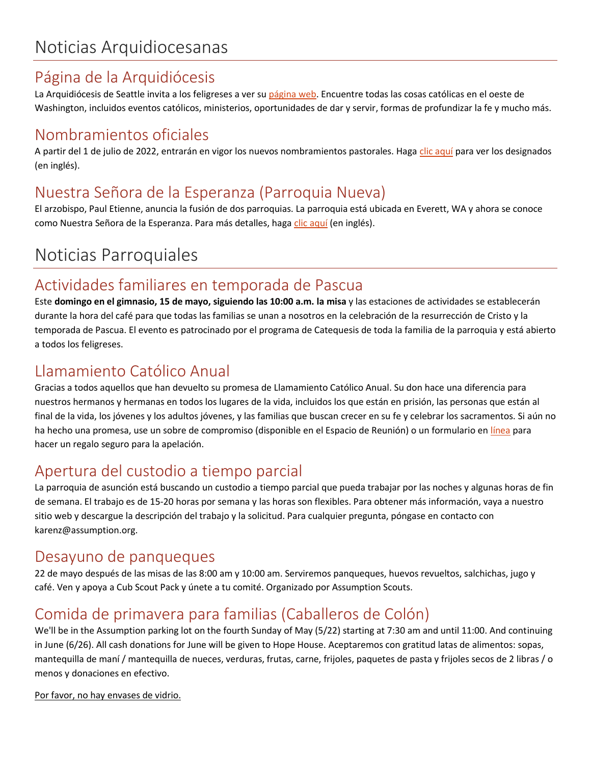# Noticias Arquidiocesanas

## Página de la Arquidiócesis

La Arquidiócesis de Seattle invita a los feligreses a ver su página web. Encuentre todas las cosas católicas en el oeste de Washington, incluidos eventos católicos, ministerios, oportunidades de dar y servir, formas de profundizar la fe y mucho más.

## Nombramientos oficiales

A partir del 1 de julio de 2022, entrarán en vigor los nuevos nombramientos pastorales. Haga clic aquí para ver los designados (en inglés).

## Nuestra Señora de la Esperanza (Parroquia Nueva)

El arzobispo, Paul Etienne, anuncia la fusión de dos parroquias. La parroquia está ubicada en Everett, WA y ahora se conoce como Nuestra Señora de la Esperanza. Para más detalles, haga clic aquí (en inglés).

# Noticias Parroquiales

## Actividades familiares en temporada de Pascua

Este **domingo en el gimnasio, 15 de mayo, siguiendo las 10:00 a.m. la misa** y las estaciones de actividades se establecerán durante la hora del café para que todas las familias se unan a nosotros en la celebración de la resurrección de Cristo y la temporada de Pascua. El evento es patrocinado por el programa de Catequesis de toda la familia de la parroquia y está abierto a todos los feligreses.

## Llamamiento Católico Anual

Gracias a todos aquellos que han devuelto su promesa de Llamamiento Católico Anual. Su don hace una diferencia para nuestros hermanos y hermanas en todos los lugares de la vida, incluidos los que están en prisión, las personas que están al final de la vida, los jóvenes y los adultos jóvenes, y las familias que buscan crecer en su fe y celebrar los sacramentos. Si aún no ha hecho una promesa, use un sobre de compromiso (disponible en el Espacio de Reunión) o un formulario en línea para hacer un regalo seguro para la apelación.

## Apertura del custodio a tiempo parcial

La parroquia de asunción está buscando un custodio a tiempo parcial que pueda trabajar por las noches y algunas horas de fin de semana. El trabajo es de 15-20 horas por semana y las horas son flexibles. Para obtener más información, vaya a nuestro sitio web y descargue la descripción del trabajo y la solicitud. Para cualquier pregunta, póngase en contacto con karenz@assumption.org.

## Desayuno de panqueques

22 de mayo después de las misas de las 8:00 am y 10:00 am. Serviremos panqueques, huevos revueltos, salchichas, jugo y café. Ven y apoya a Cub Scout Pack y únete a tu comité. Organizado por Assumption Scouts.

## Comida de primavera para familias (Caballeros de Colón)

We'll be in the Assumption parking lot on the fourth Sunday of May (5/22) starting at 7:30 am and until 11:00. And continuing in June (6/26). All cash donations for June will be given to Hope House. Aceptaremos con gratitud latas de alimentos: sopas, mantequilla de maní / mantequilla de nueces, verduras, frutas, carne, frijoles, paquetes de pasta y frijoles secos de 2 libras / o menos y donaciones en efectivo.

Por favor, no hay envases de vidrio.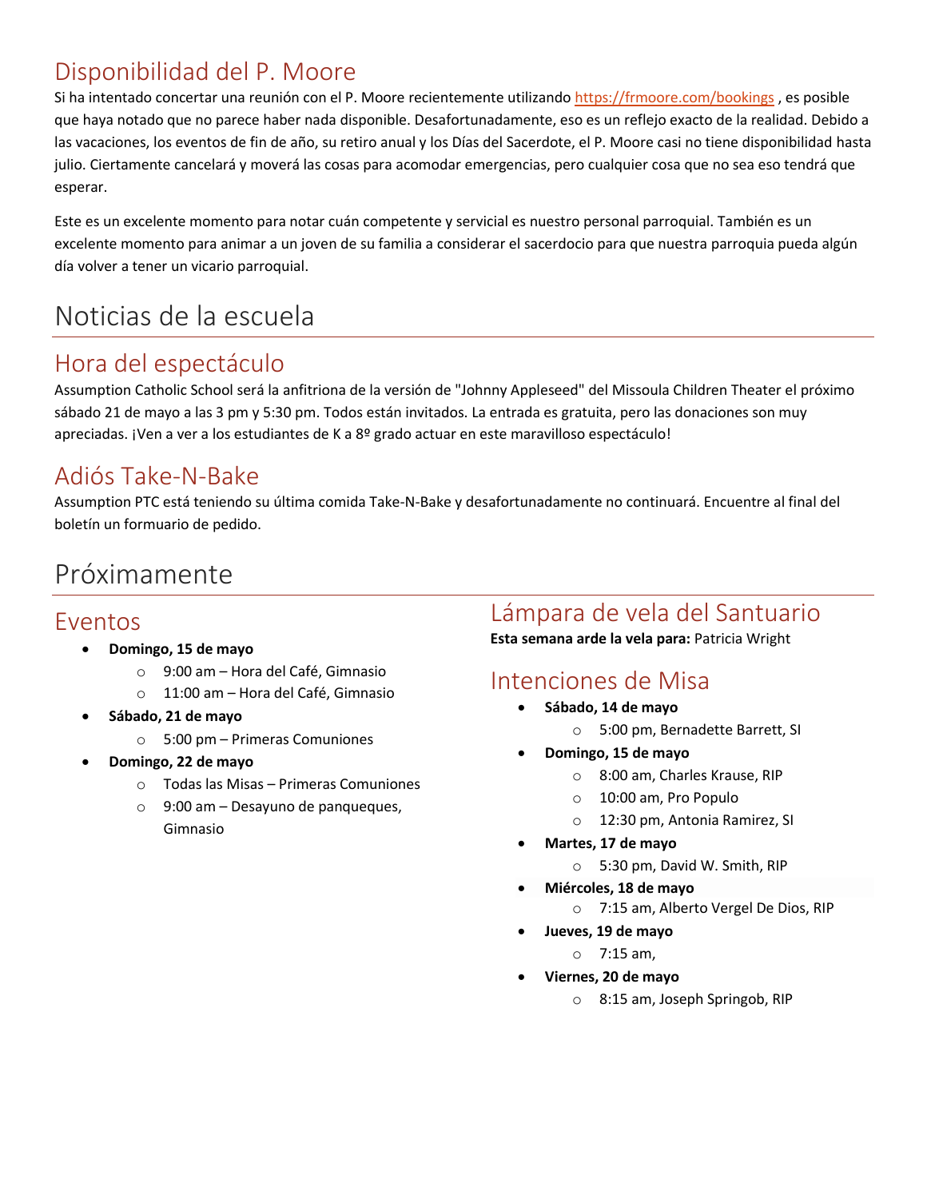## Disponibilidad del P. Moore

Si ha intentado concertar una reunión con el P. Moore recientemente utilizando https://frmoore.com/bookings , es posible que haya notado que no parece haber nada disponible. Desafortunadamente, eso es un reflejo exacto de la realidad. Debido a las vacaciones, los eventos de fin de año, su retiro anual y los Días del Sacerdote, el P. Moore casi no tiene disponibilidad hasta julio. Ciertamente cancelará y moverá las cosas para acomodar emergencias, pero cualquier cosa que no sea eso tendrá que esperar.

Este es un excelente momento para notar cuán competente y servicial es nuestro personal parroquial. También es un excelente momento para animar a un joven de su familia a considerar el sacerdocio para que nuestra parroquia pueda algún día volver a tener un vicario parroquial.

# Noticias de la escuela

## Hora del espectáculo

Assumption Catholic School será la anfitriona de la versión de "Johnny Appleseed" del Missoula Children Theater el próximo sábado 21 de mayo a las 3 pm y 5:30 pm. Todos están invitados. La entrada es gratuita, pero las donaciones son muy apreciadas. ¡Ven a ver a los estudiantes de K a 8º grado actuar en este maravilloso espectáculo!

## Adiós Take-N-Bake

Assumption PTC está teniendo su última comida Take-N-Bake y desafortunadamente no continuará. Encuentre al final del boletín un formuario de pedido.

# Próximamente

## Eventos

- **Domingo, 15 de mayo**
  - 9:00 am – Hora del Café, Gimnasio
  - 11:00 am – Hora del Café, Gimnasio
- **Sábado, 21 de mayo**
  - 5:00 pm – Primeras Comuniones
- **Domingo, 22 de mayo**
  - Todas las Misas – Primeras Comuniones
  - 9:00 am – Desayuno de panqueques, Gimnasio

## Lámpara de vela del Santuario

**Esta semana arde la vela para:** Patricia Wright

## Intenciones de Misa

- **Sábado, 14 de mayo**
  - 5:00 pm, Bernadette Barrett, SI
- **Domingo, 15 de mayo**
  - 8:00 am, Charles Krause, RIP
  - 10:00 am, Pro Populo
  - 12:30 pm, Antonia Ramirez, SI
- **Martes, 17 de mayo**
  - 5:30 pm, David W. Smith, RIP
- **Miércoles, 18 de mayo**
  - 7:15 am, Alberto Vergel De Dios, RIP
- **Jueves, 19 de mayo**
  - 7:15 am,
- **Viernes, 20 de mayo**
  - 8:15 am, Joseph Springob, RIP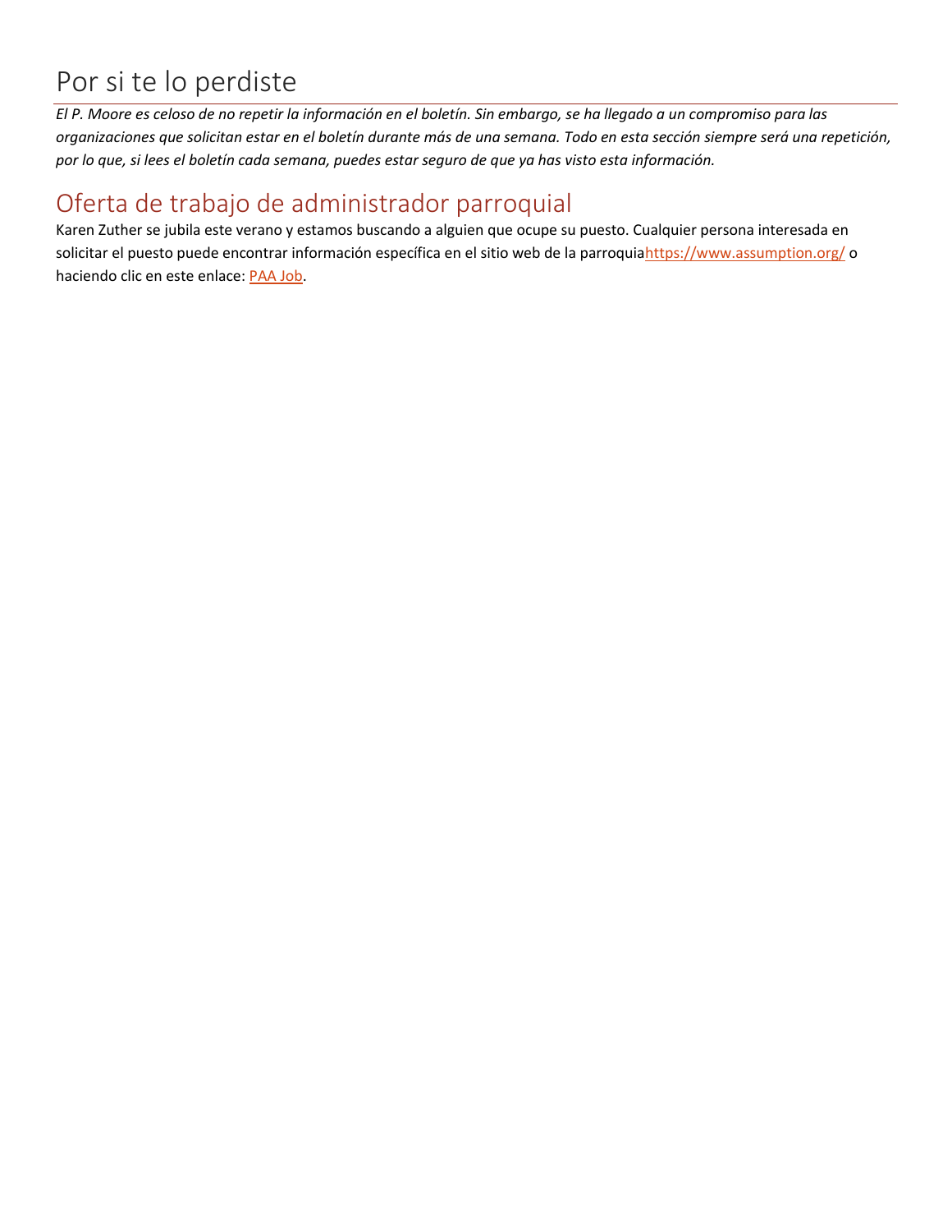# Por si te lo perdiste

*El P. Moore es celoso de no repetir la información en el boletín. Sin embargo, se ha llegado a un compromiso para las organizaciones que solicitan estar en el boletín durante más de una semana. Todo en esta sección siempre será una repetición, por lo que, si lees el boletín cada semana, puedes estar seguro de que ya has visto esta información.*

## Oferta de trabajo de administrador parroquial

Karen Zuther se jubila este verano y estamos buscando a alguien que ocupe su puesto. Cualquier persona interesada en solicitar el puesto puede encontrar información específica en el sitio web de la parroquiahttps://www.assumption.org/ o haciendo clic en este enlace: PAA Job.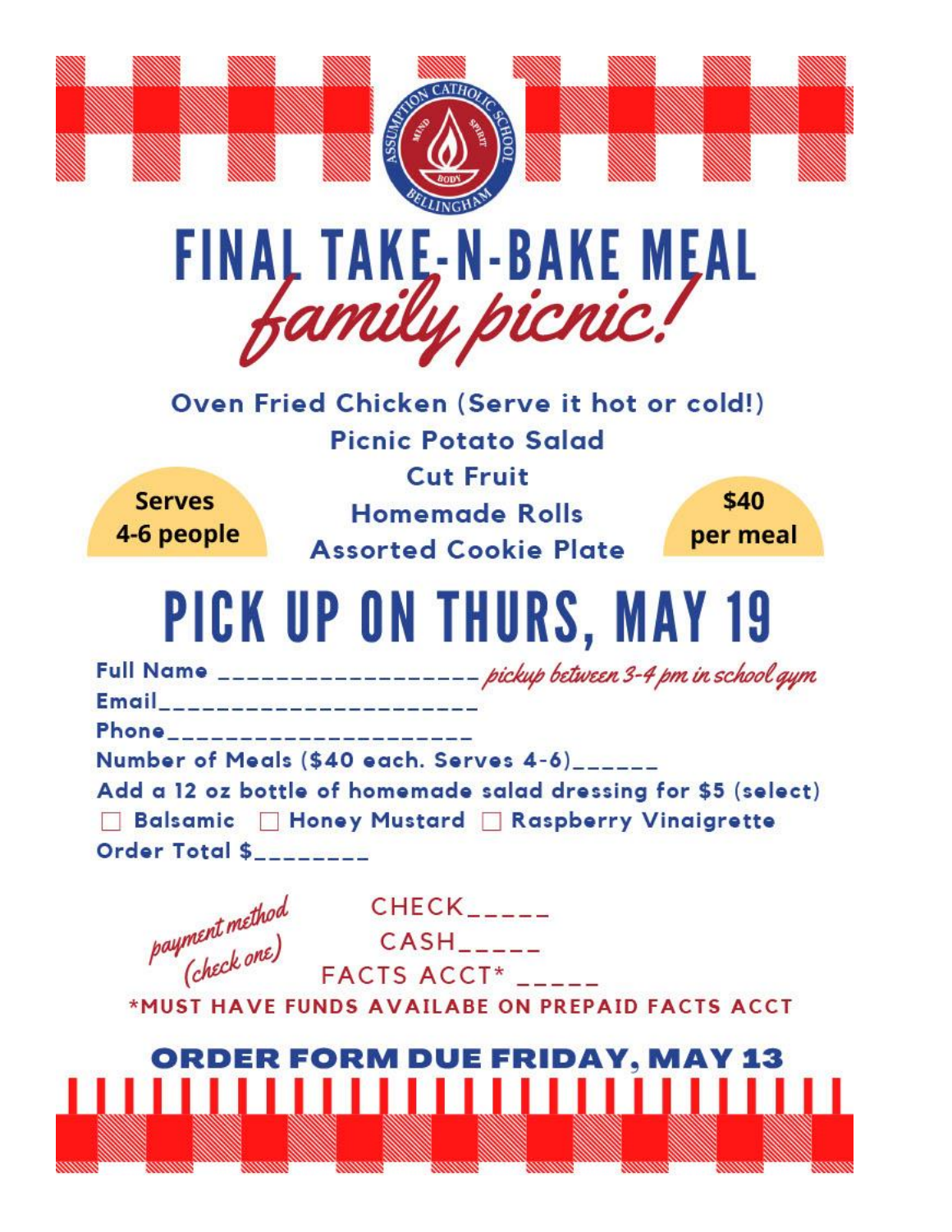# FINAL TAKE-N-BAKE MEAL

## *family picnic!*

**Oven Fried Chicken (Serve it hot or cold!)**
**Picnic Potato Salad**
**Cut Fruit**
**Homemade Rolls**
**Assorted Cookie Plate**

**Serves 4-6 people**

**$40 per meal**

# PICK UP ON THURS, MAY 19

*pickup between 3-4 pm in school gym*

**Full Name** ____________________

**Email**________________________

**Phone**_______________________

**Number of Meals ($40 each. Serves 4-6)**______

**Add a 12 oz bottle of homemade salad dressing for $5 (select)**

☐ Balsamic ☐ Honey Mustard ☐ Raspberry Vinaigrette

**Order Total $**________

*payment method (check one)*

CHECK_____

CASH_____

FACTS ACCT* _____

*MUST HAVE FUNDS AVAILABE ON PREPAID FACTS ACCT

**ORDER FORM DUE FRIDAY, MAY 13**